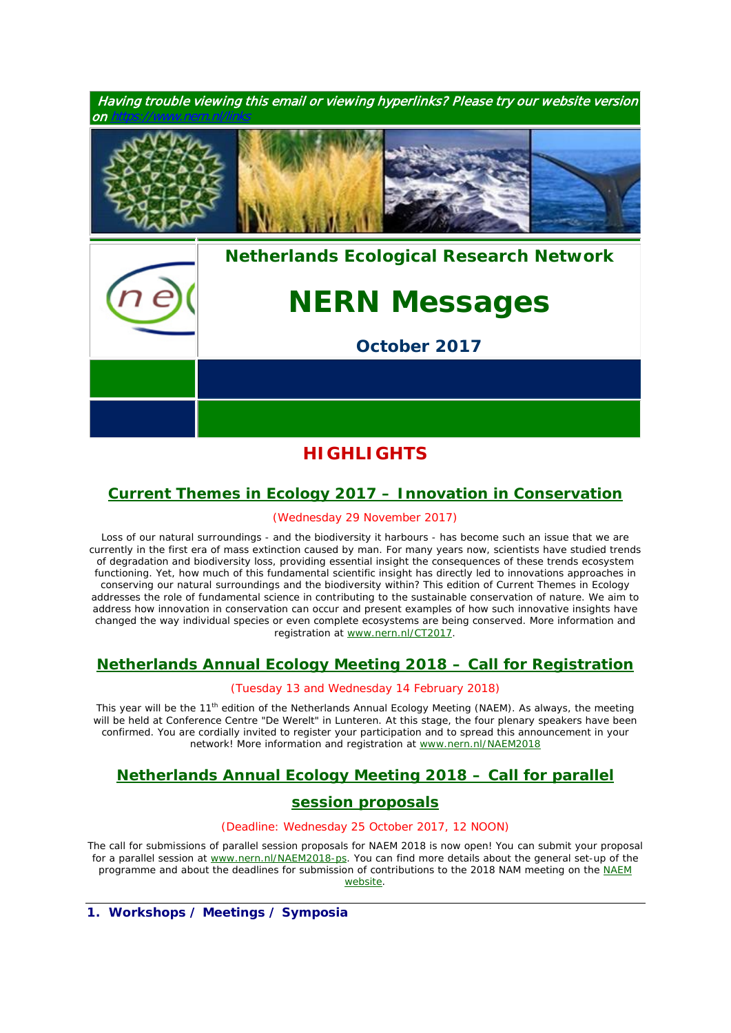*Having trouble viewing this email or viewing hyperlinks? Please try our website version on https://www.nern.nl/links*

**Netherlands Ecological Research Network**

# NERN Messages

**October 2017**

## HIGHLIGHTS

### Current Themes in Ecology 2017 – Innovation in Conservation

(Wednesday 29 November 2017)

Loss of our natural surroundings - and the biodiversity it harbours - has become such an issue that we are currently in the first era of mass extinction caused by man. For many years now, scientists have studied trends of degradation and biodiversity loss, providing essential insight the consequences of these trends ecosystem functioning. Yet, how much of this fundamental scientific insight has directly led to innovations approaches in conserving our natural surroundings and the biodiversity within? This edition of Current Themes in Ecology addresses the role of fundamental science in contributing to the sustainable conservation of nature. We aim to address how innovation in conservation can occur and present examples of how such innovative insights have changed the way individual species or even complete ecosystems are being conserved. More information and registration at www.nern.nl/CT2017.

### Netherlands Annual Ecology Meeting 2018 – Call for Registration

(Tuesday 13 and Wednesday 14 February 2018)

This year will be the 11th edition of the Netherlands Annual Ecology Meeting (NAEM). As always, the meeting will be held at Conference Centre "De Werelt" in Lunteren. At this stage, the four plenary speakers have been confirmed. You are cordially invited to register your participation and to spread this announcement in your network! More information and registration at www.nern.nl/NAEM2018

### Netherlands Annual Ecology Meeting 2018 – Call for parallel session proposals

(Deadline: Wednesday 25 October 2017, 12 NOON)

The call for submissions of parallel session proposals for NAEM 2018 is now open! You can submit your proposal for a parallel session at www.nern.nl/NAEM2018-ps. You can find more details about the general set-up of the programme and about the deadlines for submission of contributions to the 2018 NAM meeting on the NAEM website.

## 1. Workshops / Meetings / Symposia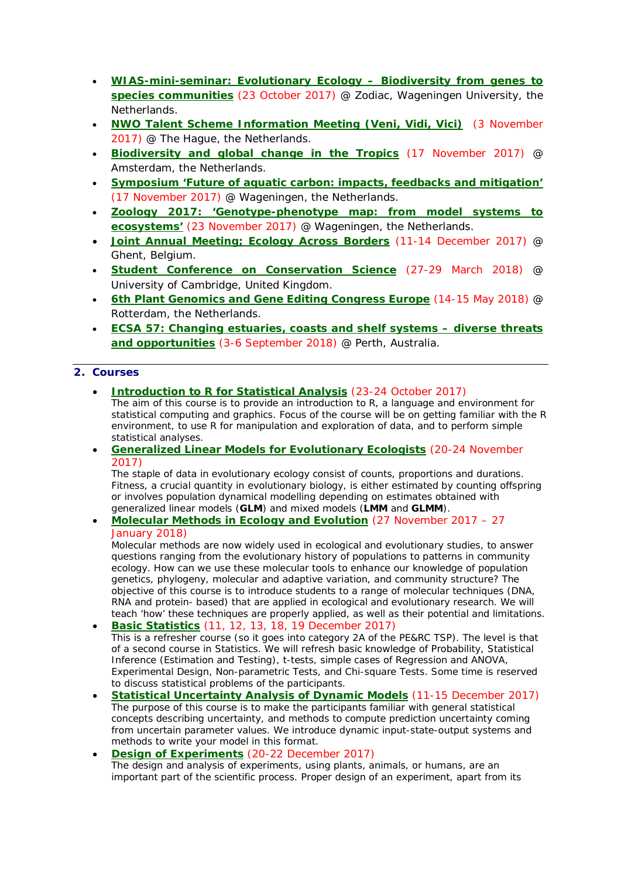- **WIAS-mini-seminar: Evolutionary Ecology – Biodiversity from genes to species communities** (23 October 2017) @ Zodiac, Wageningen University, the Netherlands.
- **NWO Talent Scheme Information Meeting (Veni, Vidi, Vici)** (3 November 2017) @ The Hague, the Netherlands.
- **Biodiversity and global change in the Tropics** (17 November 2017) @ Amsterdam, the Netherlands.
- **Symposium 'Future of aquatic carbon: impacts, feedbacks and mitigation'** (17 November 2017) @ Wageningen, the Netherlands.
- **Zoology 2017: 'Genotype-phenotype map: from model systems to ecosystems'** (23 November 2017) @ Wageningen, the Netherlands.
- **Joint Annual Meeting; Ecology Across Borders** (11-14 December 2017) @ Ghent, Belgium.
- **Student Conference on Conservation Science** (27-29 March 2018) @ University of Cambridge, United Kingdom.
- **6th Plant Genomics and Gene Editing Congress Europe** (14-15 May 2018) @ Rotterdam, the Netherlands.
- **ECSA 57: Changing estuaries, coasts and shelf systems – diverse threats and opportunities** (3-6 September 2018) @ Perth, Australia.

## 2. Courses

- **Introduction to R for Statistical Analysis** (23-24 October 2017)
  The aim of this course is to provide an introduction to R, a language and environment for statistical computing and graphics. Focus of the course will be on getting familiar with the R environment, to use R for manipulation and exploration of data, and to perform simple statistical analyses.
- **Generalized Linear Models for Evolutionary Ecologists** (20-24 November 2017)
  The staple of data in evolutionary ecology consist of counts, proportions and durations. Fitness, a crucial quantity in evolutionary biology, is either estimated by counting offspring or involves population dynamical modelling depending on estimates obtained with generalized linear models (**GLM**) and mixed models (**LMM** and **GLMM**).
- **Molecular Methods in Ecology and Evolution** (27 November 2017 – 27 January 2018)
  Molecular methods are now widely used in ecological and evolutionary studies, to answer questions ranging from the evolutionary history of populations to patterns in community ecology. How can we use these molecular tools to enhance our knowledge of population genetics, phylogeny, molecular and adaptive variation, and community structure? The objective of this course is to introduce students to a range of molecular techniques (DNA, RNA and protein- based) that are applied in ecological and evolutionary research. We will teach 'how' these techniques are properly applied, as well as their potential and limitations.
- **Basic Statistics** (11, 12, 13, 18, 19 December 2017)
  This is a refresher course (so it goes into category 2A of the PE&RC TSP). The level is that of a second course in Statistics. We will refresh basic knowledge of Probability, Statistical Inference (Estimation and Testing), t-tests, simple cases of Regression and ANOVA, Experimental Design, Non-parametric Tests, and Chi-square Tests. Some time is reserved to discuss statistical problems of the participants.
- **Statistical Uncertainty Analysis of Dynamic Models** (11-15 December 2017)
  The purpose of this course is to make the participants familiar with general statistical concepts describing uncertainty, and methods to compute prediction uncertainty coming from uncertain parameter values. We introduce dynamic input-state-output systems and methods to write your model in this format.
- **Design of Experiments** (20-22 December 2017)
  The design and analysis of experiments, using plants, animals, or humans, are an important part of the scientific process. Proper design of an experiment, apart from its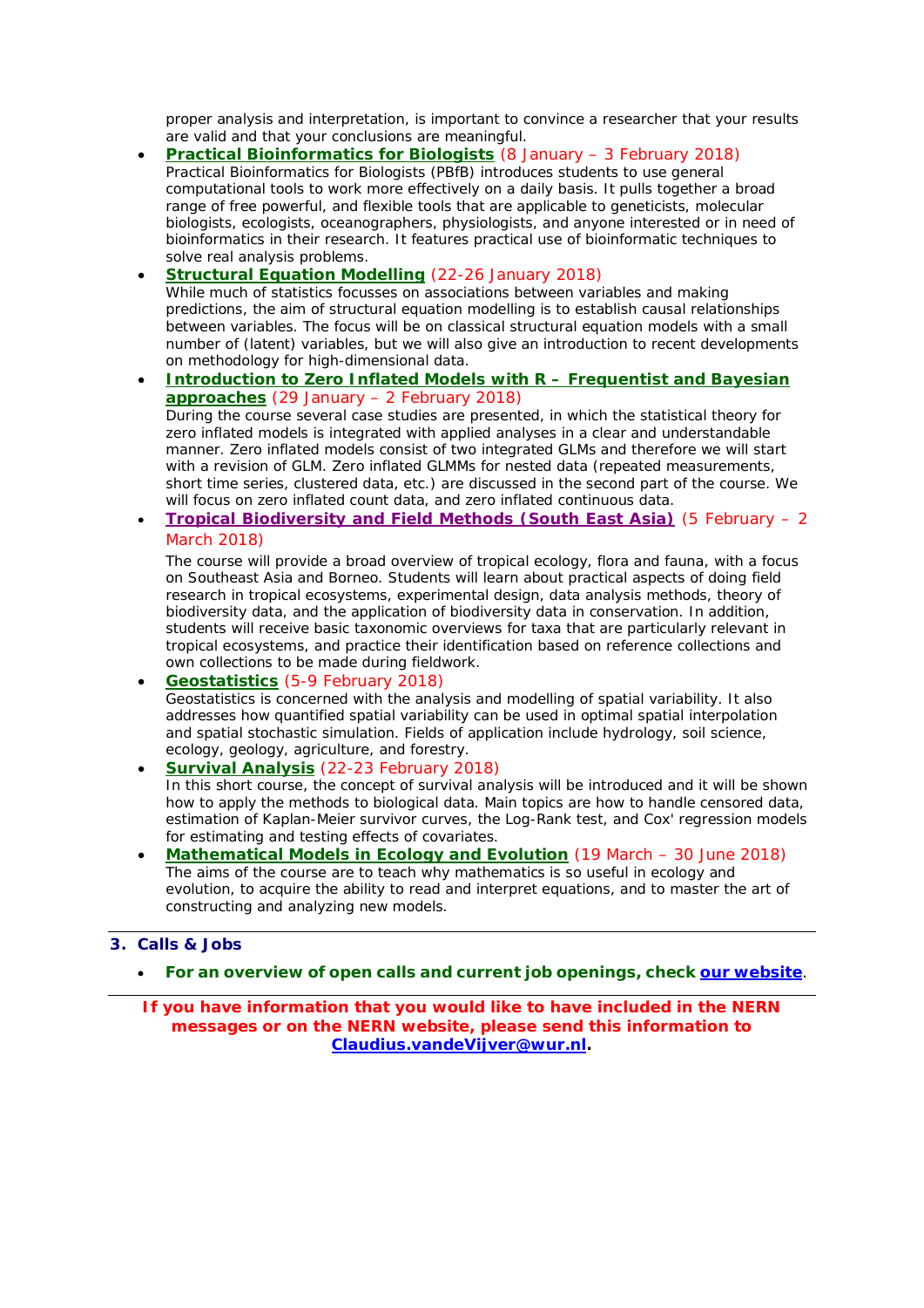proper analysis and interpretation, is important to convince a researcher that your results are valid and that your conclusions are meaningful.

- **Practical Bioinformatics for Biologists** (8 January – 3 February 2018)
  Practical Bioinformatics for Biologists (PBfB) introduces students to use general computational tools to work more effectively on a daily basis. It pulls together a broad range of free powerful, and flexible tools that are applicable to geneticists, molecular biologists, ecologists, oceanographers, physiologists, and anyone interested or in need of bioinformatics in their research. It features practical use of bioinformatic techniques to solve real analysis problems.
- **Structural Equation Modelling** (22-26 January 2018)
  While much of statistics focusses on associations between variables and making predictions, the aim of structural equation modelling is to establish causal relationships between variables. The focus will be on classical structural equation models with a small number of (latent) variables, but we will also give an introduction to recent developments on methodology for high-dimensional data.
- **Introduction to Zero Inflated Models with R – Frequentist and Bayesian approaches** (29 January – 2 February 2018)
  During the course several case studies are presented, in which the statistical theory for zero inflated models is integrated with applied analyses in a clear and understandable manner. Zero inflated models consist of two integrated GLMs and therefore we will start with a revision of GLM. Zero inflated GLMMs for nested data (repeated measurements, short time series, clustered data, etc.) are discussed in the second part of the course. We will focus on zero inflated count data, and zero inflated continuous data.
- **Tropical Biodiversity and Field Methods (South East Asia)** (5 February – 2 March 2018)
  The course will provide a broad overview of tropical ecology, flora and fauna, with a focus on Southeast Asia and Borneo. Students will learn about practical aspects of doing field research in tropical ecosystems, experimental design, data analysis methods, theory of biodiversity data, and the application of biodiversity data in conservation. In addition, students will receive basic taxonomic overviews for taxa that are particularly relevant in tropical ecosystems, and practice their identification based on reference collections and own collections to be made during fieldwork.
- **Geostatistics** (5-9 February 2018)
  Geostatistics is concerned with the analysis and modelling of spatial variability. It also addresses how quantified spatial variability can be used in optimal spatial interpolation and spatial stochastic simulation. Fields of application include hydrology, soil science, ecology, geology, agriculture, and forestry.
- **Survival Analysis** (22-23 February 2018)
  In this short course, the concept of survival analysis will be introduced and it will be shown how to apply the methods to biological data. Main topics are how to handle censored data, estimation of Kaplan-Meier survivor curves, the Log-Rank test, and Cox' regression models for estimating and testing effects of covariates.
- **Mathematical Models in Ecology and Evolution** (19 March – 30 June 2018)
  The aims of the course are to teach why mathematics is so useful in ecology and evolution, to acquire the ability to read and interpret equations, and to master the art of constructing and analyzing new models.

---

## 3. Calls & Jobs

- **For an overview of open calls and current job openings, check our website.**

---

**If you have information that you would like to have included in the NERN messages or on the NERN website, please send this information to Claudius.vandeVijver@wur.nl.**